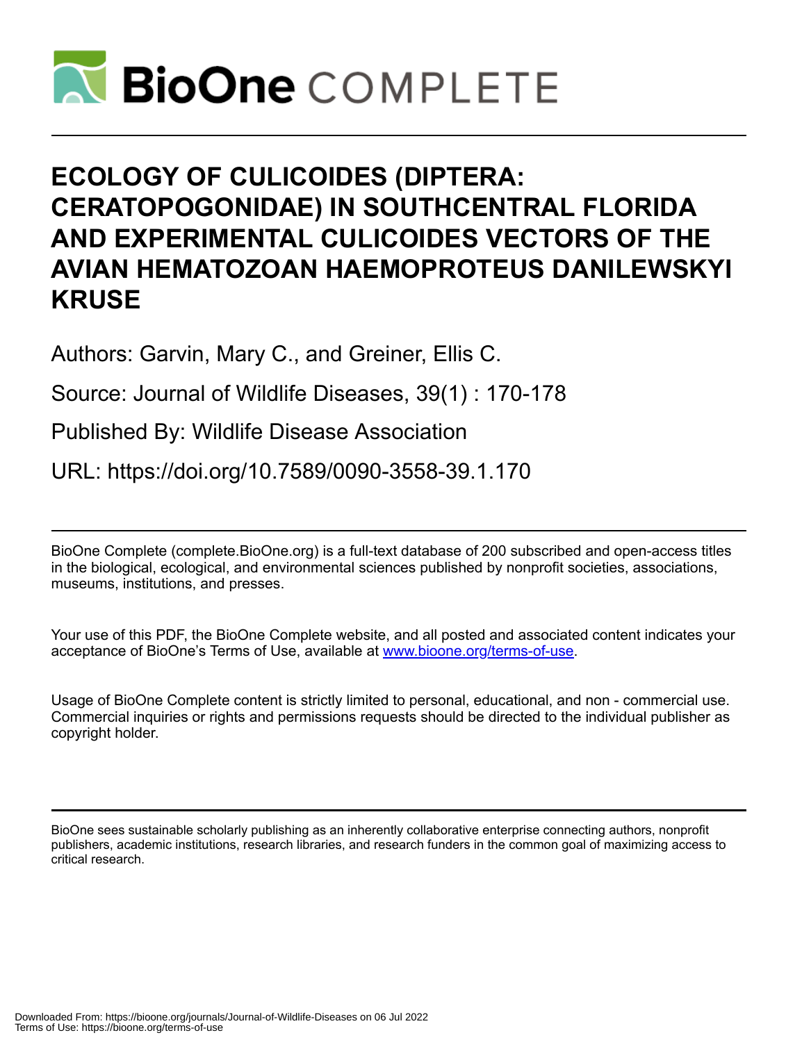# ECOLOGY OF CULICOIDES (DIPTERA: CERATOPOGONIDAE) IN SOUTHCENTRAL FLORIDA AND EXPERIMENTAL CULICOIDES VECTORS OF THE AVIAN HEMATOZOAN HAEMOPROTEUS DANILEWSKYI KRUSE

Authors: Garvin, Mary C., and Greiner, Ellis C.

Source: Journal of Wildlife Diseases, 39(1) : 170-178

Published By: Wildlife Disease Association

URL: https://doi.org/10.7589/0090-3558-39.1.170

---

BioOne Complete (complete.BioOne.org) is a full-text database of 200 subscribed and open-access titles in the biological, ecological, and environmental sciences published by nonprofit societies, associations, museums, institutions, and presses.

Your use of this PDF, the BioOne Complete website, and all posted and associated content indicates your acceptance of BioOne's Terms of Use, available at www.bioone.org/terms-of-use.

Usage of BioOne Complete content is strictly limited to personal, educational, and non - commercial use. Commercial inquiries or rights and permissions requests should be directed to the individual publisher as copyright holder.

---

BioOne sees sustainable scholarly publishing as an inherently collaborative enterprise connecting authors, nonprofit publishers, academic institutions, research libraries, and research funders in the common goal of maximizing access to critical research.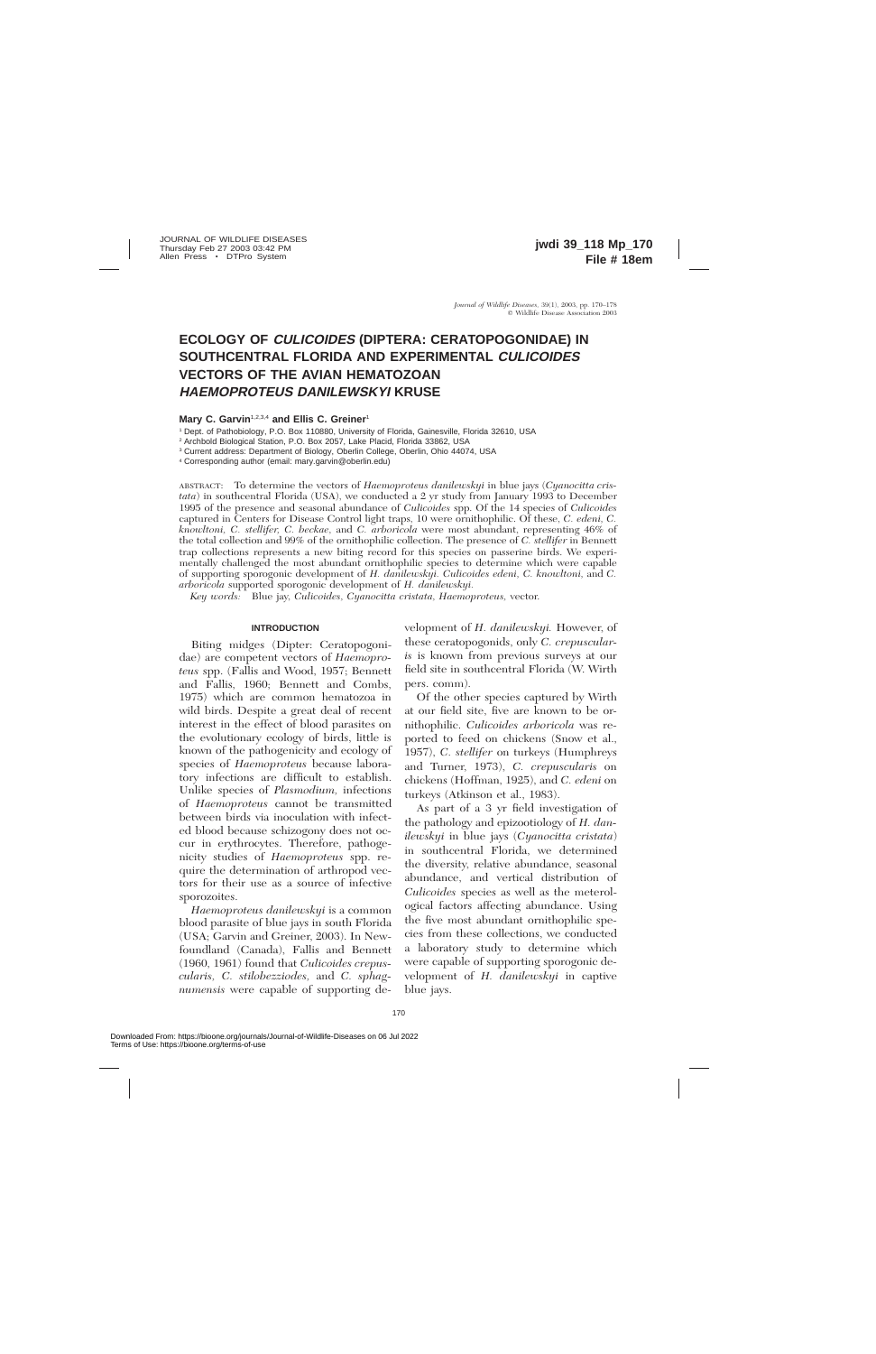# ECOLOGY OF *CULICOIDES* (DIPTERA: CERATOPOGONIDAE) IN SOUTHCENTRAL FLORIDA AND EXPERIMENTAL *CULICOIDES* VECTORS OF THE AVIAN HEMATOZOAN *HAEMOPROTEUS DANILEWSKYI* KRUSE

**Mary C. Garvin**[1,2,3,4] **and Ellis C. Greiner**[1]

[1] Dept. of Pathobiology, P.O. Box 110880, University of Florida, Gainesville, Florida 32610, USA

[2] Archbold Biological Station, P.O. Box 2057, Lake Placid, Florida 33862, USA

[3] Current address: Department of Biology, Oberlin College, Oberlin, Ohio 44074, USA

[4] Corresponding author (email: mary.garvin@oberlin.edu)

ABSTRACT: To determine the vectors of *Haemoproteus danilewskyi* in blue jays (*Cyanocitta cristata*) in southcentral Florida (USA), we conducted a 2 yr study from January 1993 to December 1995 of the presence and seasonal abundance of *Culicoides* spp. Of the 14 species of *Culicoides* captured in Centers for Disease Control light traps, 10 were ornithophilic. Of these, *C. edeni*, *C. knowltoni*, *C. stellifer*, *C. beckae*, and *C. arboricola* were most abundant, representing 46% of the total collection and 99% of the ornithophilic collection. The presence of *C. stellifer* in Bennett trap collections represents a new biting record for this species on passerine birds. We experimentally challenged the most abundant ornithophilic species to determine which were capable of supporting sporogonic development of *H. danilewskyi*. *Culicoides edeni*, *C. knowltoni*, and *C. arboricola* supported sporogonic development of *H. danilewskyi*.

*Key words:* Blue jay, *Culicoides*, *Cyanocitta cristata*, *Haemoproteus*, vector.

## INTRODUCTION

Biting midges (Dipter: Ceratopogonidae) are competent vectors of *Haemoproteus* spp. (Fallis and Wood, 1957; Bennett and Fallis, 1960; Bennett and Combs, 1975) which are common hematozoa in wild birds. Despite a great deal of recent interest in the effect of blood parasites on the evolutionary ecology of birds, little is known of the pathogenicity and ecology of species of *Haemoproteus* because laboratory infections are difficult to establish. Unlike species of *Plasmodium*, infections of *Haemoproteus* cannot be transmitted between birds via inoculation with infected blood because schizogony does not occur in erythrocytes. Therefore, pathogenicity studies of *Haemoproteus* spp. require the determination of arthropod vectors for their use as a source of infective sporozoites.

*Haemoproteus danilewskyi* is a common blood parasite of blue jays in south Florida (USA; Garvin and Greiner, 2003). In Newfoundland (Canada), Fallis and Bennett (1960, 1961) found that *Culicoides crepuscularis*, *C. stilobezziodes*, and *C. sphagnumensis* were capable of supporting development of *H. danilewskyi*. However, of these ceratopogonids, only *C. crepuscularis* is known from previous surveys at our field site in southcentral Florida (W. Wirth pers. comm).

Of the other species captured by Wirth at our field site, five are known to be ornithophilic. *Culicoides arboricola* was reported to feed on chickens (Snow et al., 1957), *C. stellifer* on turkeys (Humphreys and Turner, 1973), *C. crepuscularis* on chickens (Hoffman, 1925), and *C. edeni* on turkeys (Atkinson et al., 1983).

As part of a 3 yr field investigation of the pathology and epizootiology of *H. danilewskyi* in blue jays (*Cyanocitta cristata*) in southcentral Florida, we determined the diversity, relative abundance, seasonal abundance, and vertical distribution of *Culicoides* species as well as the meterological factors affecting abundance. Using the five most abundant ornithophilic species from these collections, we conducted a laboratory study to determine which were capable of supporting sporogonic development of *H. danilewskyi* in captive blue jays.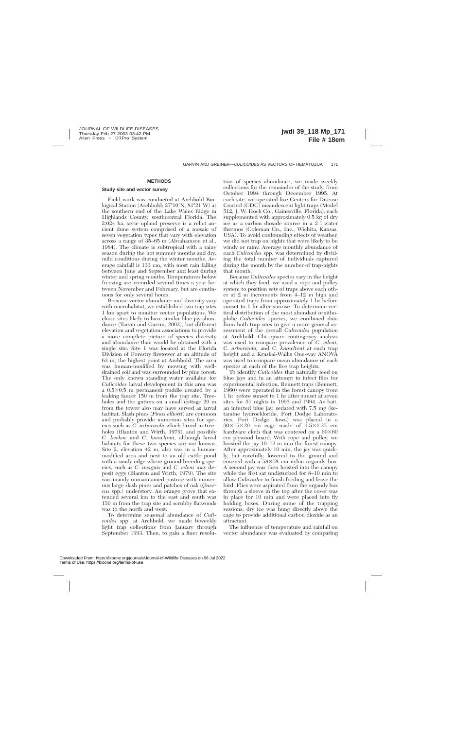## METHODS

### Study site and vector survey

Field work was conducted at Archbold Biological Station (Archbold; 27°10′N, 81°21′W) at the southern end of the Lake Wales Ridge in Highlands County, southcentral Florida. The 2,024 ha, xeric upland preserve is a relict ancient dune system comprised of a mosaic of seven vegetation types that vary with elevation across a range of 35–65 m (Abrahamson et al., 1984). The climate is subtropical with a rainy season during the hot summer months and dry, mild conditions during the winter months. Average rainfall is 133 cm, with most rain falling between June and September and least during winter and spring months. Temperatures below freezing are recorded several times a year between November and February, but are continuous for only several hours.

Because vector abundance and diversity vary with microhabitat, we established two trap sites 1 km apart to monitor vector populations. We chose sites likely to have similar blue jay abundance (Tarvin and Garvin, 2002), but different elevation and vegetation associations to provide a more complete picture of species diversity and abundance than would be obtained with a single site. Site 1 was located at the Florida Division of Forestry firetower at an altitude of 63 m, the highest point at Archbold. The area was human-modified by mowing with well-drained soil and was surrounded by pine forest. The only known standing water available for *Culicoides* larval development in this area was a 0.5×0.5 m permanent puddle created by a leaking faucet 150 m from the trap site. Treeholes and the gutters on a small cottage 20 m from the tower also may have served as larval habitat. Slash pines (*Pinus elliotti*) are common and probably provide numerous sites for species such as *C. arboricola* which breed in treeholes (Blanton and Wirth, 1979), and possibly *C. beckae* and *C. knowltoni*, although larval habitats for these two species are not known. Site 2, elevation 42 m, also was in a human-modified area and next to an old cattle pond with a sandy edge where ground breeding species, such as *C. insignis* and *C. edeni* may deposit eggs (Blanton and Wirth, 1979). The site was mainly unmaintained pasture with numerous large slash pines and patches of oak (*Quercus* spp.) understory. An orange grove that extended several km to the east and south was 150 m from the trap site and scrubby flatwoods was to the north and west.

To determine seasonal abundance of *Culicoides* spp. at Archbold, we made biweekly light trap collections from January through September 1993. Then, to gain a finer resolution of species abundance, we made weekly collections for the remainder of the study, from October 1994 through December 1995. At each site, we operated five Centers for Disease Control (CDC) incandescent light traps (Model 512, J. W. Hock Co., Gainesville, Florida), each supplemented with approximately 0.5 kg of dry ice as a carbon dioxide source in a 2 l water thermos (Coleman Co., Inc., Wichita, Kansas, USA). To avoid confounding effects of weather, we did not trap on nights that were likely to be windy or rainy. Average monthly abundance of each *Culicoides* spp. was determined by dividing the total number of individuals captured during the month by the number of trap-nights that month.

Because *Culicoides* species vary in the height at which they feed, we used a rope and pulley system to position sets of traps above each other at 2 m increments from 4–12 m high and operated traps from approximately 1 hr before sunset to 1 hr after sunrise. To determine vertical distribution of the most abundant ornithophilic *Culicoides* species, we combined data from both trap sites to give a more general assessment of the overall *Culicoides* population at Archbold. Chi-square contingency analysis was used to compare prevalence of *C. edeni*, *C. arboricola*, and *C. knowltoni* at each trap height and a Kruskal-Wallis One-way ANOVA was used to compare mean abundance of each species at each of the five trap heights.

To identify *Culicoides* that naturally feed on blue jays and in an attempt to infect flies for experimental infection, Bennett traps (Bennett, 1960) were operated in the forest canopy from 1 hr before sunset to 1 hr after sunset at seven sites for 51 nights in 1993 and 1994. As bait, an infected blue jay, sedated with 7.5 mg (ketamine hydrochloride, Fort Dodge Laboratories, Fort Dodge, Iowa) was placed in a 30×15×20 cm cage made of 1.5×1.25 cm hardware cloth that was centered on a 60×60 cm plywood board. With rope and pulley, we hoisted the jay 10–12 m into the forest canopy. After approximately 10 min, the jay was quickly, but carefully, lowered to the ground and covered with a 58×58 cm nylon organdy box. A second jay was then hoisted into the canopy while the first sat undisturbed for 8–10 min to allow *Culicoides* to finish feeding and leave the bird. Flies were aspirated from the organdy box through a sleeve in the top after the cover was in place for 10 min and were placed into fly holding boxes. During some of the trapping sessions, dry ice was hung directly above the cage to provide additional carbon dioxide as an attractant.

The influence of temperature and rainfall on vector abundance was evaluated by comparing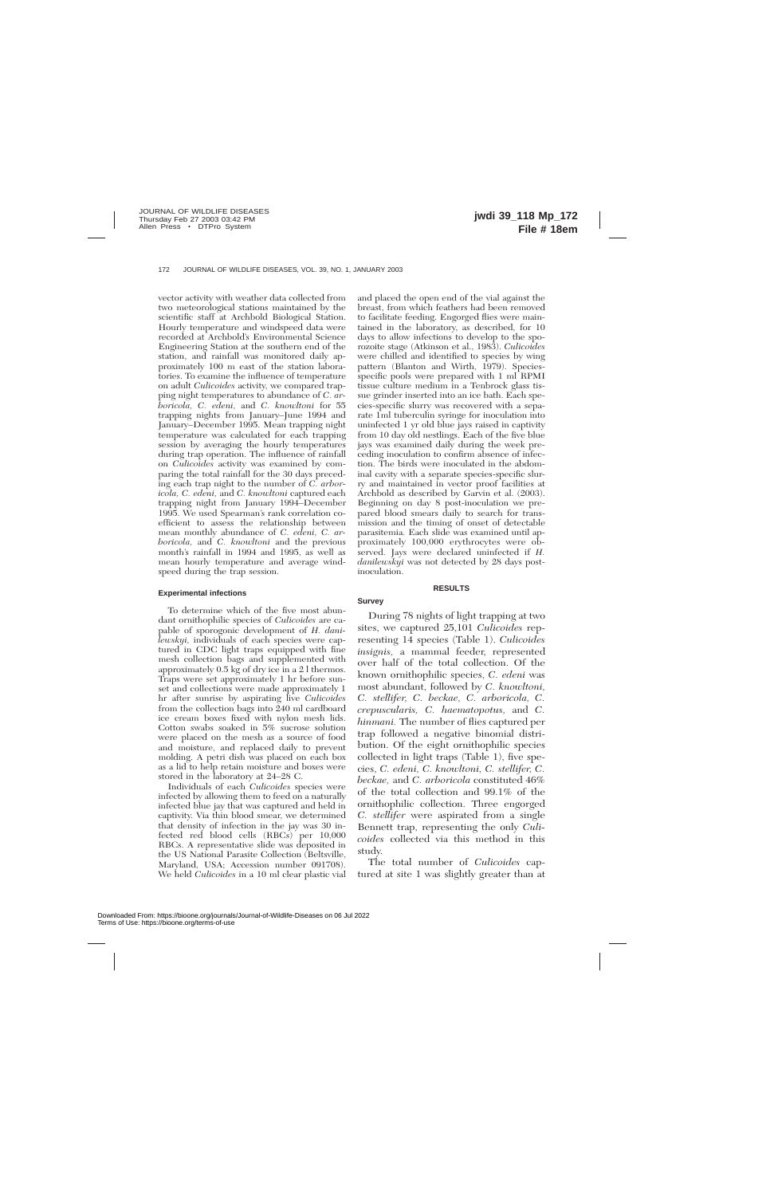vector activity with weather data collected from two meteorological stations maintained by the scientific staff at Archbold Biological Station. Hourly temperature and windspeed data were recorded at Archbold's Environmental Science Engineering Station at the southern end of the station, and rainfall was monitored daily approximately 100 m east of the station laboratories. To examine the influence of temperature on adult *Culicoides* activity, we compared trapping night temperatures to abundance of *C. arboricola, C. edeni,* and *C. knowltoni* for 55 trapping nights from January–June 1994 and January–December 1995. Mean trapping night temperature was calculated for each trapping session by averaging the hourly temperatures during trap operation. The influence of rainfall on *Culicoides* activity was examined by comparing the total rainfall for the 30 days preceding each trap night to the number of *C. arboricola, C. edeni,* and *C. knowltoni* captured each trapping night from January 1994–December 1995. We used Spearman's rank correlation coefficient to assess the relationship between mean monthly abundance of *C. edeni, C. arboricola,* and *C. knowltoni* and the previous month's rainfall in 1994 and 1995, as well as mean hourly temperature and average windspeed during the trap session.

### Experimental infections

To determine which of the five most abundant ornithophilic species of *Culicoides* are capable of sporogonic development of *H. danilewskyi,* individuals of each species were captured in CDC light traps equipped with fine mesh collection bags and supplemented with approximately 0.5 kg of dry ice in a 2 l thermos. Traps were set approximately 1 hr before sunset and collections were made approximately 1 hr after sunrise by aspirating live *Culicoides* from the collection bags into 240 ml cardboard ice cream boxes fixed with nylon mesh lids. Cotton swabs soaked in 5% sucrose solution were placed on the mesh as a source of food and moisture, and replaced daily to prevent molding. A petri dish was placed on each box as a lid to help retain moisture and boxes were stored in the laboratory at 24–28 C.

Individuals of each *Culicoides* species were infected by allowing them to feed on a naturally infected blue jay that was captured and held in captivity. Via thin blood smear, we determined that density of infection in the jay was 30 infected red blood cells (RBCs) per 10,000 RBCs. A representative slide was deposited in the US National Parasite Collection (Beltsville, Maryland, USA; Accession number 091708). We held *Culicoides* in a 10 ml clear plastic vial and placed the open end of the vial against the breast, from which feathers had been removed to facilitate feeding. Engorged flies were maintained in the laboratory, as described, for 10 days to allow infections to develop to the sporozoite stage (Atkinson et al., 1983). *Culicoides* were chilled and identified to species by wing pattern (Blanton and Wirth, 1979). Species-specific pools were prepared with 1 ml RPMI tissue culture medium in a Tenbrock glass tissue grinder inserted into an ice bath. Each species-specific slurry was recovered with a separate 1ml tuberculin syringe for inoculation into uninfected 1 yr old blue jays raised in captivity from 10 day old nestlings. Each of the five blue jays was examined daily during the week preceding inoculation to confirm absence of infection. The birds were inoculated in the abdominal cavity with a separate species-specific slurry and maintained in vector proof facilities at Archbold as described by Garvin et al. (2003). Beginning on day 8 post-inoculation we prepared blood smears daily to search for transmission and the timing of onset of detectable parasitemia. Each slide was examined until approximately 100,000 erythrocytes were observed. Jays were declared uninfected if *H. danilewskyi* was not detected by 28 days post-inoculation.

## RESULTS

### Survey

During 78 nights of light trapping at two sites, we captured 25,101 *Culicoides* representing 14 species (Table 1). *Culicoides insignis,* a mammal feeder, represented over half of the total collection. Of the known ornithophilic species, *C. edeni* was most abundant, followed by *C. knowltoni, C. stellifer, C. beckae, C. arboricola, C. crepuscularis, C. haematopotus,* and *C. hinmani.* The number of flies captured per trap followed a negative binomial distribution. Of the eight ornithophilic species collected in light traps (Table 1), five species, *C. edeni, C. knowltoni, C. stellifer, C. beckae,* and *C. arboricola* constituted 46% of the total collection and 99.1% of the ornithophilic collection. Three engorged *C. stellifer* were aspirated from a single Bennett trap, representing the only *Culicoides* collected via this method in this study.

The total number of *Culicoides* captured at site 1 was slightly greater than at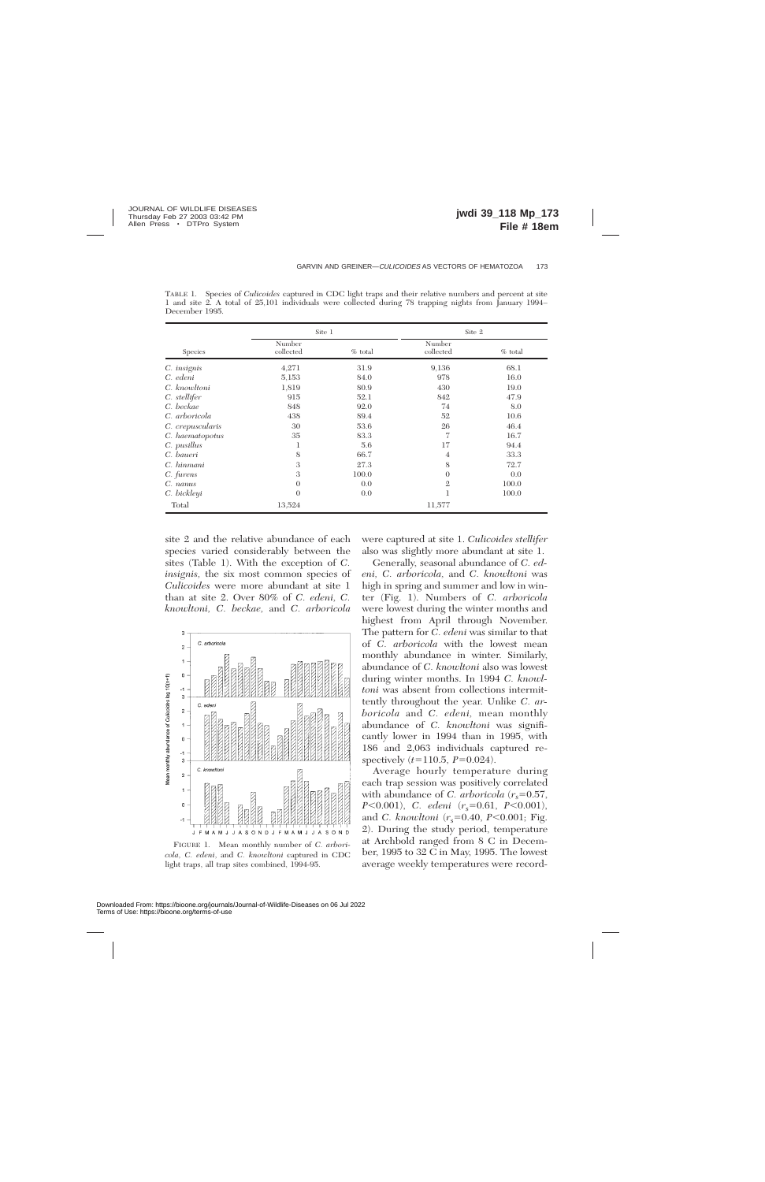TABLE 1. Species of *Culicoides* captured in CDC light traps and their relative numbers and percent at site 1 and site 2. A total of 25,101 individuals were collected during 78 trapping nights from January 1994–December 1995.

| | Site 1 | | Site 2 | |
|---|---|---|---|---|
| Species | Number collected | % total | Number collected | % total |
| *C. insignis* | 4,271 | 31.9 | 9,136 | 68.1 |
| *C. edeni* | 5,153 | 84.0 | 978 | 16.0 |
| *C. knowltoni* | 1,819 | 80.9 | 430 | 19.0 |
| *C. stellifer* | 915 | 52.1 | 842 | 47.9 |
| *C. beckae* | 848 | 92.0 | 74 | 8.0 |
| *C. arboricola* | 438 | 89.4 | 52 | 10.6 |
| *C. crepuscularis* | 30 | 53.6 | 26 | 46.4 |
| *C. haematopotus* | 35 | 83.3 | 7 | 16.7 |
| *C. pusillus* | 1 | 5.6 | 17 | 94.4 |
| *C. baueri* | 8 | 66.7 | 4 | 33.3 |
| *C. hinmani* | 3 | 27.3 | 8 | 72.7 |
| *C. furens* | 3 | 100.0 | 0 | 0.0 |
| *C. nanus* | 0 | 0.0 | 2 | 100.0 |
| *C. bickleyi* | 0 | 0.0 | 1 | 100.0 |
| Total | 13,524 | | 11,577 | |

site 2 and the relative abundance of each species varied considerably between the sites (Table 1). With the exception of *C. insignis*, the six most common species of *Culicoides* were more abundant at site 1 than at site 2. Over 80% of *C. edeni*, *C. knowltoni*, *C. beckae*, and *C. arboricola* were captured at site 1. *Culicoides stellifer* also was slightly more abundant at site 1.

FIGURE 1. Mean monthly number of *C. arboricola*, *C. edeni*, and *C. knowltoni* captured in CDC light traps, all trap sites combined, 1994-95.

Generally, seasonal abundance of *C. edeni*, *C. arboricola*, and *C. knowltoni* was high in spring and summer and low in winter (Fig. 1). Numbers of *C. arboricola* were lowest during the winter months and highest from April through November. The pattern for *C. edeni* was similar to that of *C. arboricola* with the lowest mean monthly abundance in winter. Similarly, abundance of *C. knowltoni* also was lowest during winter months. In 1994 *C. knowltoni* was absent from collections intermittently throughout the year. Unlike *C. arboricola* and *C. edeni*, mean monthly abundance of *C. knowltoni* was significantly lower in 1994 than in 1995, with 186 and 2,063 individuals captured respectively ($t=110.5$, $P=0.024$).

Average hourly temperature during each trap session was positively correlated with abundance of *C. arboricola* ($r_s=0.57$, $P<0.001$), *C. edeni* ($r_s=0.61$, $P<0.001$), and *C. knowltoni* ($r_s=0.40$, $P<0.001$; Fig. 2). During the study period, temperature at Archbold ranged from 8 C in December, 1995 to 32 C in May, 1995. The lowest average weekly temperatures were record-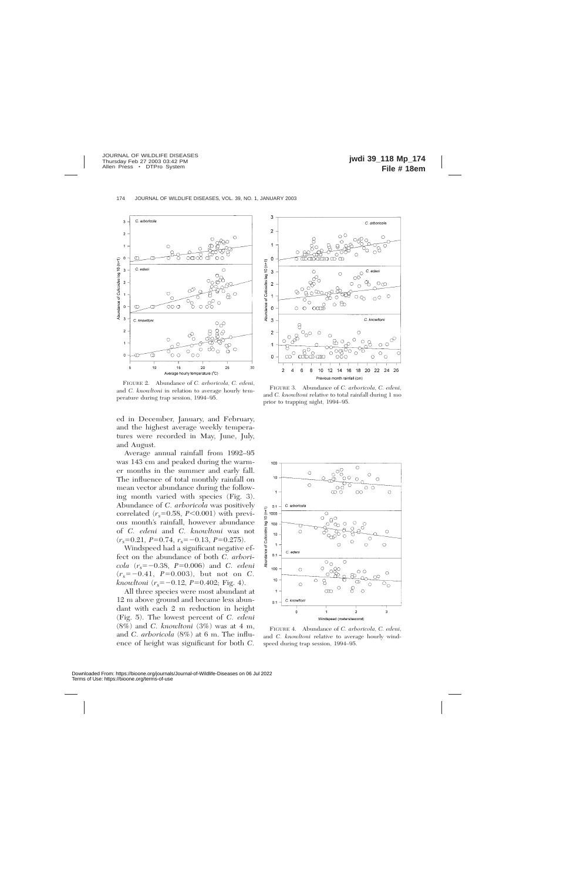FIGURE 2. Abundance of *C. arboricola*, *C. edeni*, and *C. knowltoni* in relation to average hourly temperature during trap session, 1994–95.

FIGURE 3. Abundance of *C. arboricola*, *C. edeni*, and *C. knowltoni* relative to total rainfall during 1 mo prior to trapping night, 1994–95.

ed in December, January, and February, and the highest average weekly temperatures were recorded in May, June, July, and August.

Average annual rainfall from 1992–95 was 143 cm and peaked during the warmer months in the summer and early fall. The influence of total monthly rainfall on mean vector abundance during the following month varied with species (Fig. 3). Abundance of *C. arboricola* was positively correlated ($r_s$=0.58, $P$<0.001) with previous month's rainfall, however abundance of *C. edeni* and *C. knowltoni* was not ($r_s$=0.21, $P$=0.74, $r_s$=−0.13, $P$=0.275).

Windspeed had a significant negative effect on the abundance of both *C. arboricola* ($r_s$=−0.38, $P$=0.006) and *C. edeni* ($r_s$=−0.41, $P$=0.003), but not on *C. knowltoni* ($r_s$=−0.12, $P$=0.402; Fig. 4).

All three species were most abundant at 12 m above ground and became less abundant with each 2 m reduction in height (Fig. 5). The lowest percent of *C. edeni* (8%) and *C. knowltoni* (3%) was at 4 m, and *C. arboricola* (8%) at 6 m. The influence of height was significant for both *C.*

FIGURE 4. Abundance of *C. arboricola*, *C. edeni*, and *C. knowltoni* relative to average hourly windspeed during trap session, 1994–95.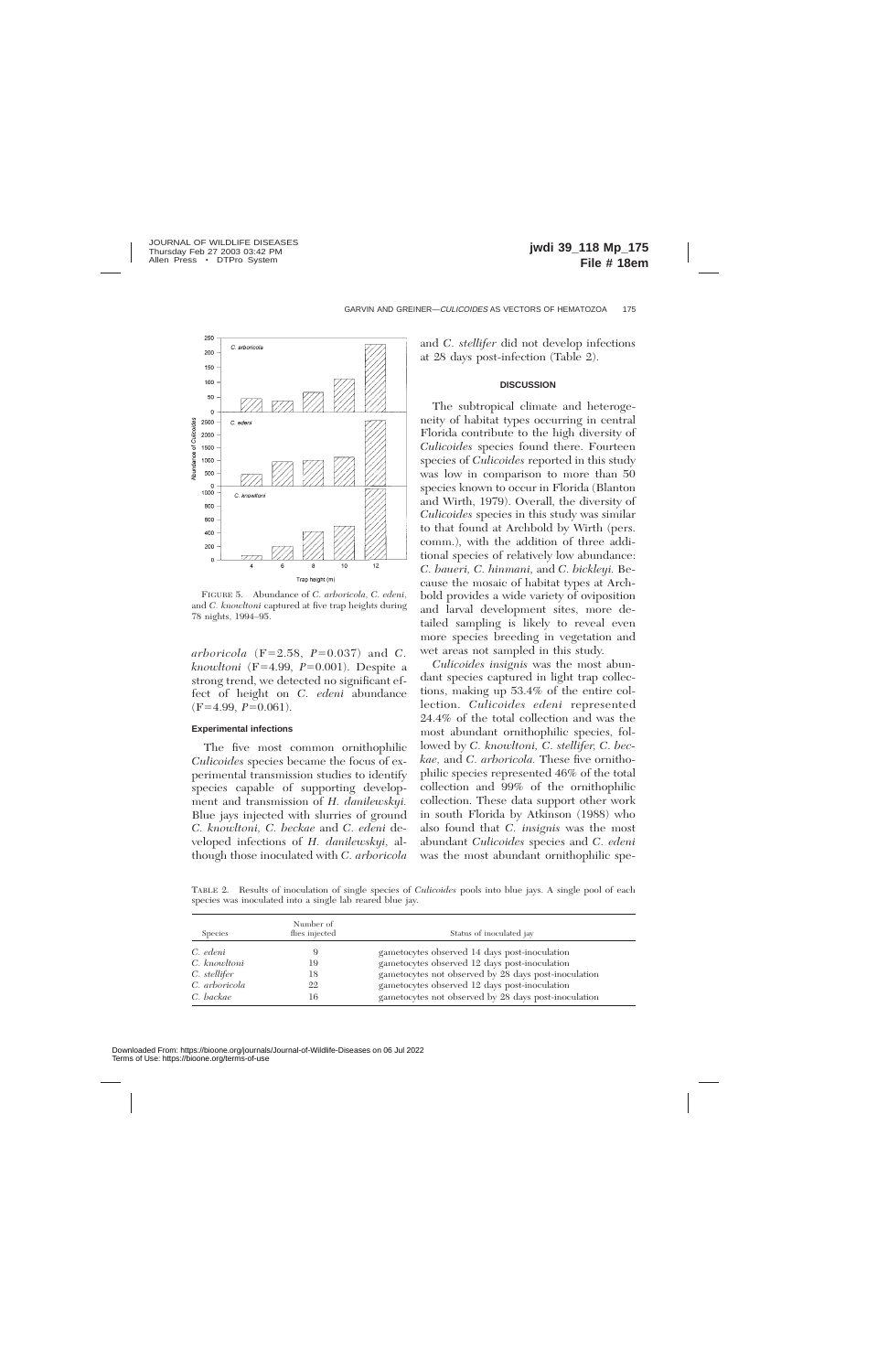FIGURE 5. Abundance of *C. arboricola*, *C. edeni*, and *C. knowltoni* captured at five trap heights during 78 nights, 1994–95.

*arboricola* ($F=2.58$, $P=0.037$) and *C. knowltoni* ($F=4.99$, $P=0.001$). Despite a strong trend, we detected no significant effect of height on *C. edeni* abundance ($F=4.99$, $P=0.061$).

### Experimental infections

The five most common ornithophilic *Culicoides* species became the focus of experimental transmission studies to identify species capable of supporting development and transmission of *H. danilewskyi.* Blue jays injected with slurries of ground *C. knowltoni, C. beckae* and *C. edeni* developed infections of *H. danilewskyi,* although those inoculated with *C. arboricola* and *C. stellifer* did not develop infections at 28 days post-infection (Table 2).

## DISCUSSION

The subtropical climate and heterogeneity of habitat types occurring in central Florida contribute to the high diversity of *Culicoides* species found there. Fourteen species of *Culicoides* reported in this study was low in comparison to more than 50 species known to occur in Florida (Blanton and Wirth, 1979). Overall, the diversity of *Culicoides* species in this study was similar to that found at Archbold by Wirth (pers. comm.), with the addition of three additional species of relatively low abundance: *C. baueri, C. hinmani,* and *C. bickleyi.* Because the mosaic of habitat types at Archbold provides a wide variety of oviposition and larval development sites, more detailed sampling is likely to reveal even more species breeding in vegetation and wet areas not sampled in this study.

*Culicoides insignis* was the most abundant species captured in light trap collections, making up 53.4% of the entire collection. *Culicoides edeni* represented 24.4% of the total collection and was the most abundant ornithophilic species, followed by *C. knowltoni, C. stellifer, C. beckae,* and *C. arboricola.* These five ornithophilic species represented 46% of the total collection and 99% of the ornithophilic collection. These data support other work in south Florida by Atkinson (1988) who also found that *C. insignis* was the most abundant *Culicoides* species and *C. edeni* was the most abundant ornithophilic spe-

TABLE 2. Results of inoculation of single species of *Culicoides* pools into blue jays. A single pool of each species was inoculated into a single lab reared blue jay.

| Species | Number of flies injected | Status of inoculated jay |
|---|---|---|
| *C. edeni* | 9 | gametocytes observed 14 days post-inoculation |
| *C. knowltoni* | 19 | gametocytes observed 12 days post-inoculation |
| *C. stellifer* | 18 | gametocytes not observed by 28 days post-inoculation |
| *C. arboricola* | 22 | gametocytes observed 12 days post-inoculation |
| *C. backae* | 16 | gametocytes not observed by 28 days post-inoculation |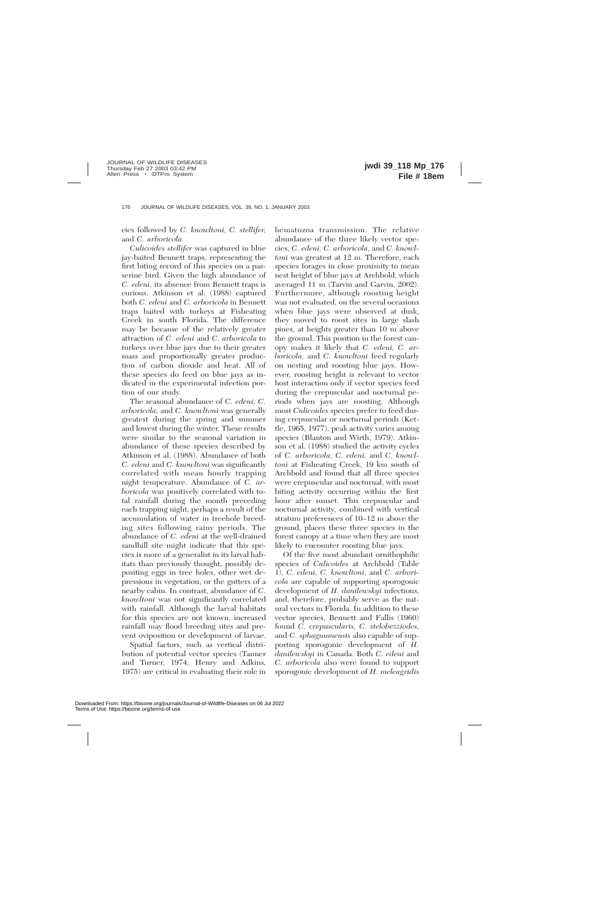cies followed by *C. knowltoni*, *C. stellifer*, and *C. arboricola*.

*Culicoides stellifer* was captured in blue jay-baited Bennett traps, representing the first biting record of this species on a passerine bird. Given the high abundance of *C. edeni*, its absence from Bennett traps is curious. Atkinson et al. (1988) captured both *C. edeni* and *C. arboricola* in Bennett traps baited with turkeys at Fisheating Creek in south Florida. The difference may be because of the relatively greater attraction of *C. edeni* and *C. arboricola* to turkeys over blue jays due to their greater mass and proportionally greater production of carbon dioxide and heat. All of these species do feed on blue jays as indicated in the experimental infection portion of our study.

The seasonal abundance of *C. edeni*, *C. arboricola*, and *C. knowltoni* was generally greatest during the spring and summer and lowest during the winter. These results were similar to the seasonal variation in abundance of these species described by Atkinson et al. (1988). Abundance of both *C. edeni* and *C. knowltoni* was significantly correlated with mean hourly trapping night temperature. Abundance of *C. arboricola* was positively correlated with total rainfall during the month preceding each trapping night, perhaps a result of the accumulation of water in treehole breeding sites following rainy periods. The abundance of *C. edeni* at the well-drained sandhill site might indicate that this species is more of a generalist in its larval habitats than previously thought, possibly depositing eggs in tree holes, other wet depressions in vegetation, or the gutters of a nearby cabin. In contrast, abundance of *C. knowltoni* was not significantly correlated with rainfall. Although the larval habitats for this species are not known, increased rainfall may flood breeding sites and prevent oviposition or development of larvae.

Spatial factors, such as vertical distribution of potential vector species (Tanner and Turner, 1974; Henry and Adkins, 1975) are critical in evaluating their role in hematozoa transmission. The relative abundance of the three likely vector species, *C. edeni*, *C. arboricola*, and *C. knowltoni* was greatest at 12 m. Therefore, each species forages in close proximity to mean nest height of blue jays at Archbold, which averaged 11 m (Tarvin and Garvin, 2002). Furthermore, although roosting height was not evaluated, on the several occasions when blue jays were observed at dusk, they moved to roost sites in large slash pines, at heights greater than 10 m above the ground. This position in the forest canopy makes it likely that *C. edeni*, *C. arboricola*, and *C. knowltoni* feed regularly on nesting and roosting blue jays. However, roosting height is relevant to vector host interaction only if vector species feed during the crepuscular and nocturnal periods when jays are roosting. Although most *Culicoides* species prefer to feed during crepuscular or nocturnal periods (Kettle, 1965, 1977), peak activity varies among species (Blanton and Wirth, 1979). Atkinson et al. (1988) studied the activity cycles of *C. arboricola*, *C. edeni*, and *C. knowltoni* at Fisheating Creek, 19 km south of Archbold and found that all three species were crepuscular and nocturnal, with most biting activity occurring within the first hour after sunset. This crepuscular and nocturnal activity, combined with vertical stratum preferences of 10–12 m above the ground, places these three species in the forest canopy at a time when they are most likely to encounter roosting blue jays.

Of the five most abundant ornithophilic species of *Culicoides* at Archbold (Table 1), *C. edeni*, *C. knowltoni*, and *C. arboricola* are capable of supporting sporogonic development of *H. danilewskyi* infections, and, therefore, probably serve as the natural vectors in Florida. In addition to these vector species, Bennett and Fallis (1960) found *C. crepuscularis*, *C. stelobezziodes*, and *C. sphagnumensis* also capable of supporting sporogonic development of *H. danilewskyi* in Canada. Both *C. edeni* and *C. arboricola* also were found to support sporogonic development of *H. meleagridis*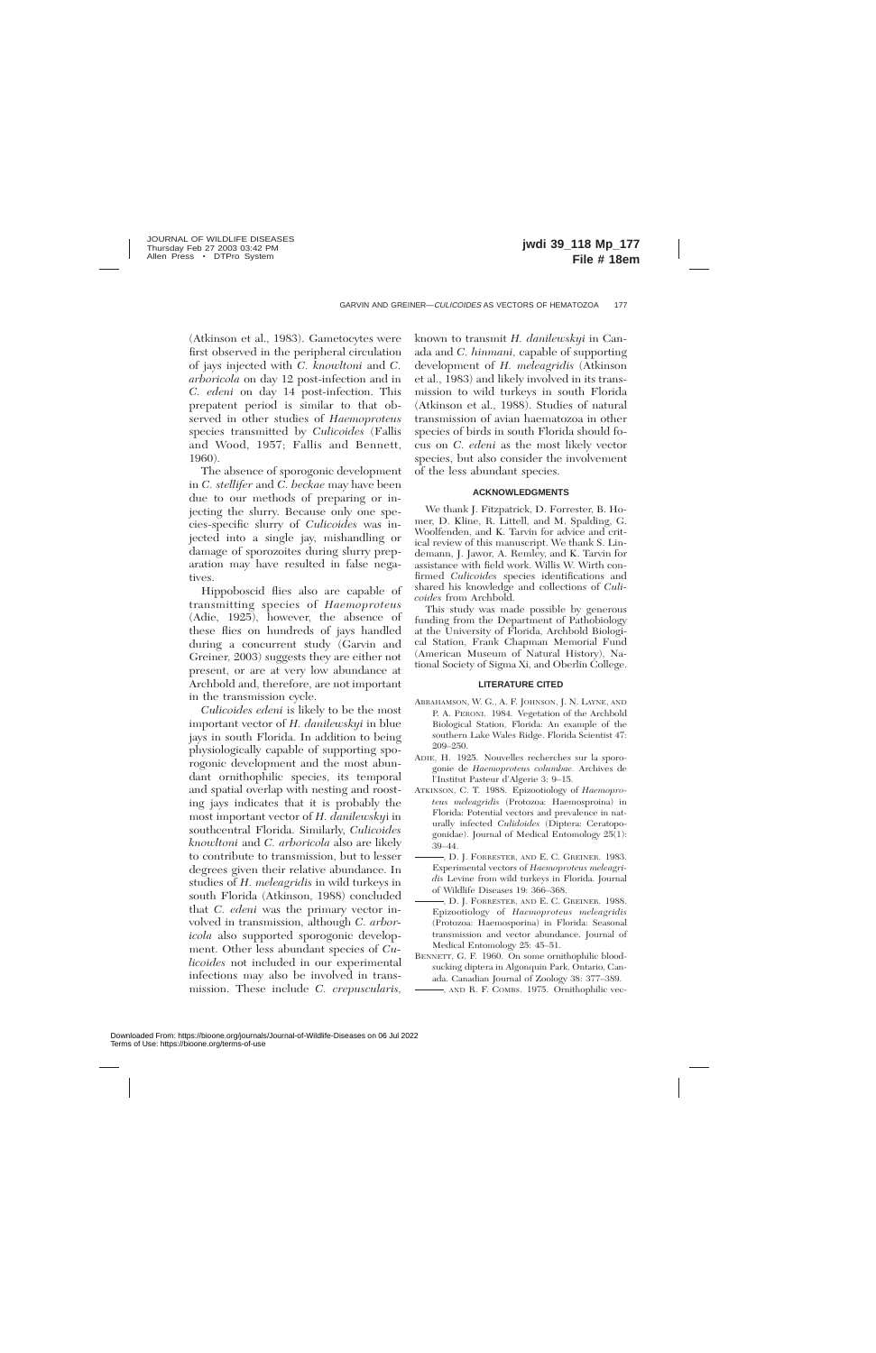(Atkinson et al., 1983). Gametocytes were first observed in the peripheral circulation of jays injected with *C. knowltoni* and *C. arboricola* on day 12 post-infection and in *C. edeni* on day 14 post-infection. This prepatent period is similar to that observed in other studies of *Haemoproteus* species transmitted by *Culicoides* (Fallis and Wood, 1957; Fallis and Bennett, 1960).

The absence of sporogonic development in *C. stellifer* and *C. beckae* may have been due to our methods of preparing or injecting the slurry. Because only one species-specific slurry of *Culicoides* was injected into a single jay, mishandling or damage of sporozoites during slurry preparation may have resulted in false negatives.

Hippoboscid flies also are capable of transmitting species of *Haemoproteus* (Adie, 1925), however, the absence of these flies on hundreds of jays handled during a concurrent study (Garvin and Greiner, 2003) suggests they are either not present, or are at very low abundance at Archbold and, therefore, are not important in the transmission cycle.

*Culicoides edeni* is likely to be the most important vector of *H. danilewskyi* in blue jays in south Florida. In addition to being physiologically capable of supporting sporogonic development and the most abundant ornithophilic species, its temporal and spatial overlap with nesting and roosting jays indicates that it is probably the most important vector of *H. danilewskyi* in southcentral Florida. Similarly, *Culicoides knowltoni* and *C. arboricola* also are likely to contribute to transmission, but to lesser degrees given their relative abundance. In studies of *H. meleagridis* in wild turkeys in south Florida (Atkinson, 1988) concluded that *C. edeni* was the primary vector involved in transmission, although *C. arboricola* also supported sporogonic development. Other less abundant species of *Culicoides* not included in our experimental infections may also be involved in transmission. These include *C. crepuscularis*, known to transmit *H. danilewskyi* in Canada and *C. hinmani*, capable of supporting development of *H. meleagridis* (Atkinson et al., 1983) and likely involved in its transmission to wild turkeys in south Florida (Atkinson et al., 1988). Studies of natural transmission of avian haematozoa in other species of birds in south Florida should focus on *C. edeni* as the most likely vector species, but also consider the involvement of the less abundant species.

## ACKNOWLEDGMENTS

We thank J. Fitzpatrick, D. Forrester, B. Homer, D. Kline, R. Littell, and M. Spalding, G. Woolfenden, and K. Tarvin for advice and critical review of this manuscript. We thank S. Lindemann, J. Jawor, A. Remley, and K. Tarvin for assistance with field work. Willis W. Wirth confirmed *Culicoides* species identifications and shared his knowledge and collections of *Culicoides* from Archbold.

This study was made possible by generous funding from the Department of Pathobiology at the University of Florida, Archbold Biological Station, Frank Chapman Memorial Fund (American Museum of Natural History), National Society of Sigma Xi, and Oberlin College.

## LITERATURE CITED

ABRAHAMSON, W. G., A. F. JOHNSON, J. N. LAYNE, AND P. A. PERONI. 1984. Vegetation of the Archbold Biological Station, Florida: An example of the southern Lake Wales Ridge. Florida Scientist 47: 209–250.

ADIE, H. 1925. Nouvelles recherches sur la sporogonie de *Haemoproteus columbae*. Archives de l'Institut Pasteur d'Algerie 3: 9–15.

ATKINSON, C. T. 1988. Epizootiology of *Haemoproteus meleagridis* (Protozoa: Haemosproina) in Florida: Potential vectors and prevalence in naturally infected *Culidoides* (Diptera: Ceratopogonidae). Journal of Medical Entomology 25(1): 39–44.

———, D. J. FORRESTER, AND E. C. GREINER. 1983. Experimental vectors of *Haemoproteus meleagridis* Levine from wild turkeys in Florida. Journal of Wildlife Diseases 19: 366–368.

———, D. J. FORRESTER, AND E. C. GREINER. 1988. Epizootiology of *Haemoproteus meleagridis* (Protozoa: Haemosporina) in Florida: Seasonal transmission and vector abundance. Journal of Medical Entomology 25: 45–51.

BENNETT, G. F. 1960. On some ornithophilic blood-sucking diptera in Algonquin Park, Ontario, Canada. Canadian Journal of Zoology 38: 377–389.

———, AND R. F. COMBS. 1975. Ornithophilic vec-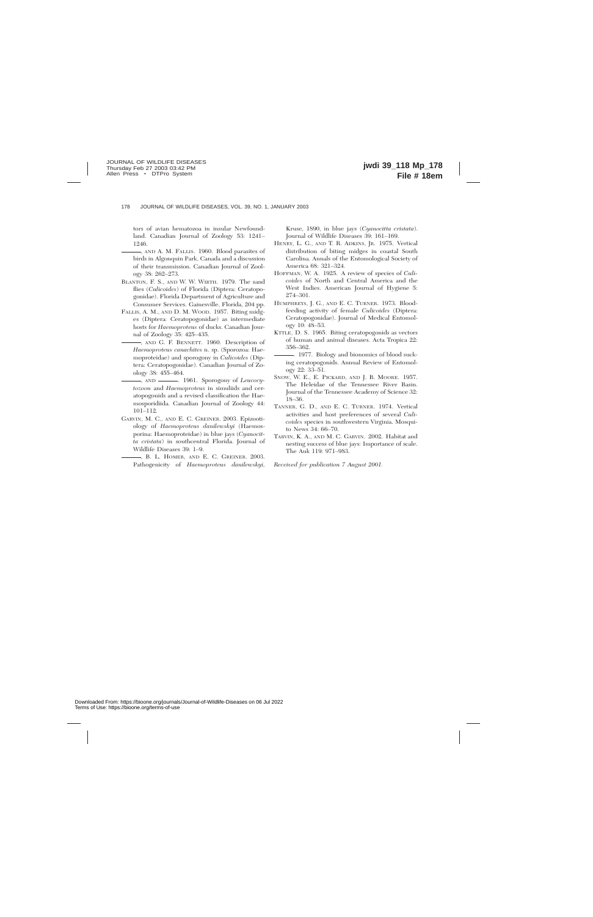tors of avian hematozoa in insular Newfoundland. Canadian Journal of Zoology 53: 1241–1246.

———, AND A. M. FALLIS. 1960. Blood parasites of birds in Algonquin Park, Canada and a discussion of their transmission. Canadian Journal of Zoology 38: 262–273.

BLANTON, F. S., AND W. W. WIRTH. 1979. The sand flies (*Culicoides*) of Florida (Diptera: Ceratopogonidae). Florida Department of Agriculture and Consumer Services. Gainesville, Florida, 204 pp.

FALLIS, A. M., AND D. M. WOOD. 1957. Biting midges (Diptera: Ceratopogonidae) as intermediate hosts for *Haemoproteus* of ducks. Canadian Journal of Zoology 35: 425–435.

———, AND G. F. BENNETT. 1960. Description of *Haemoproteus canachites* n. sp. (Sporozoa: Haemoproteidae) and sporogony in *Culicoides* (Diptera: Ceratopogonidae). Canadian Journal of Zoology 38: 455–464.

———, AND ———. 1961. Sporogony of *Leucocytozoon* and *Haemoproteus* in simuliids and ceratopogonids and a revised classification the Haemosporidiida. Canadian Journal of Zoology 44: 101–112.

GARVIN, M. C., AND E. C. GREINER. 2003. Epizootiology of *Haemoproteus danilewskyi* (Haemosporina: Haemoproteidae) in blue jays (*Cyanocitta cristata*) in southcentral Florida. Journal of Wildlife Diseases 39: 1–9.

———, B. L. HOMER, AND E. C. GREINER. 2003. Pathogenicity of *Haemoproteus danilewskyi*, Kruse, 1890, in blue jays (*Cyanocitta cristata*). Journal of Wildlife Diseases 39: 161–169.

HENRY, L. G., AND T. R. ADKINS, JR. 1975. Vertical distribution of biting midges in coastal South Carolina. Annals of the Entomological Society of America 68: 321–324.

HOFFMAN, W. A. 1925. A review of species of *Culicoides* of North and Central America and the West Indies. American Journal of Hygiene 5: 274–301.

HUMPHREYS, J. G., AND E. C. TURNER. 1973. Bloodfeeding activity of female *Culicoides* (Diptera: Ceratopogonidae). Journal of Medical Entomology 10: 48–53.

KTTLE, D. S. 1965. Biting ceratopogonids as vectors of human and animal diseases. Acta Tropica 22: 356–362.

———. 1977. Biology and bionomics of blood sucking ceratopogonids. Annual Review of Entomology 22: 33–51.

SNOW, W. E., E. PICKARD, AND J. B. MOORE. 1957. The Heleidae of the Tennessee River Basin. Journal of the Tennessee Academy of Science 32: 18–36.

TANNER, G. D., AND E. C. TURNER. 1974. Vertical activities and host preferences of several *Culicoides* species in southwestern Virginia. Mosquito News 34: 66–70.

TARVIN, K. A., AND M. C. GARVIN. 2002. Habitat and nesting success of blue jays: Importance of scale. The Auk 119: 971–983.

*Received for publication 7 August 2001.*